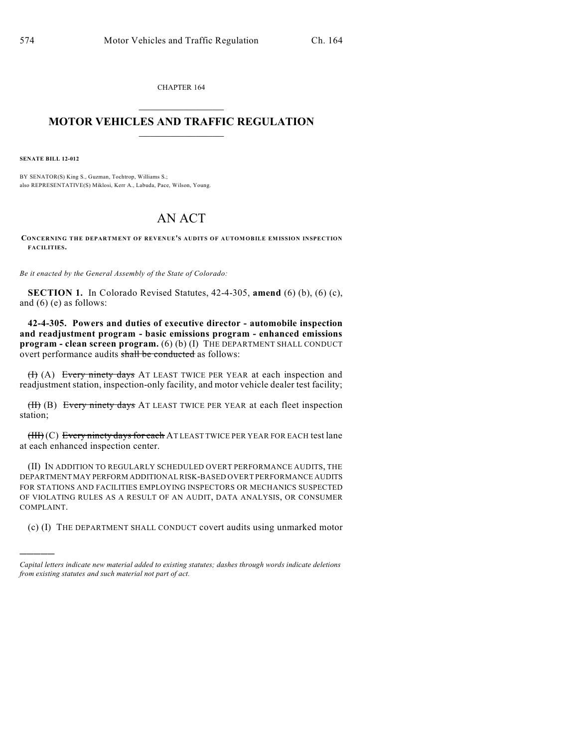CHAPTER 164

# MOTOR VEHICLES AND TRAFFIC REGULATION

**SENATE BILL 12-012**

BY SENATOR(S) King S., Guzman, Tochtrop, Williams S.;
also REPRESENTATIVE(S) Miklosi, Kerr A., Labuda, Pace, Wilson, Young.

# AN ACT

**CONCERNING THE DEPARTMENT OF REVENUE'S AUDITS OF AUTOMOBILE EMISSION INSPECTION FACILITIES.**

*Be it enacted by the General Assembly of the State of Colorado:*

**SECTION 1.** In Colorado Revised Statutes, 42-4-305, **amend** (6) (b), (6) (c), and (6) (e) as follows:

**42-4-305. Powers and duties of executive director - automobile inspection and readjustment program - basic emissions program - enhanced emissions program - clean screen program.** (6) (b) (I) THE DEPARTMENT SHALL CONDUCT overt performance audits ~~shall be conducted~~ as follows:

~~(I)~~ (A) ~~Every ninety days~~ AT LEAST TWICE PER YEAR at each inspection and readjustment station, inspection-only facility, and motor vehicle dealer test facility;

~~(II)~~ (B) ~~Every ninety days~~ AT LEAST TWICE PER YEAR at each fleet inspection station;

~~(III)~~ (C) ~~Every ninety days for each~~ AT LEAST TWICE PER YEAR FOR EACH test lane at each enhanced inspection center.

(II) IN ADDITION TO REGULARLY SCHEDULED OVERT PERFORMANCE AUDITS, THE DEPARTMENT MAY PERFORM ADDITIONAL RISK-BASED OVERT PERFORMANCE AUDITS FOR STATIONS AND FACILITIES EMPLOYING INSPECTORS OR MECHANICS SUSPECTED OF VIOLATING RULES AS A RESULT OF AN AUDIT, DATA ANALYSIS, OR CONSUMER COMPLAINT.

(c) (I) THE DEPARTMENT SHALL CONDUCT covert audits using unmarked motor

---

*Capital letters indicate new material added to existing statutes; dashes through words indicate deletions from existing statutes and such material not part of act.*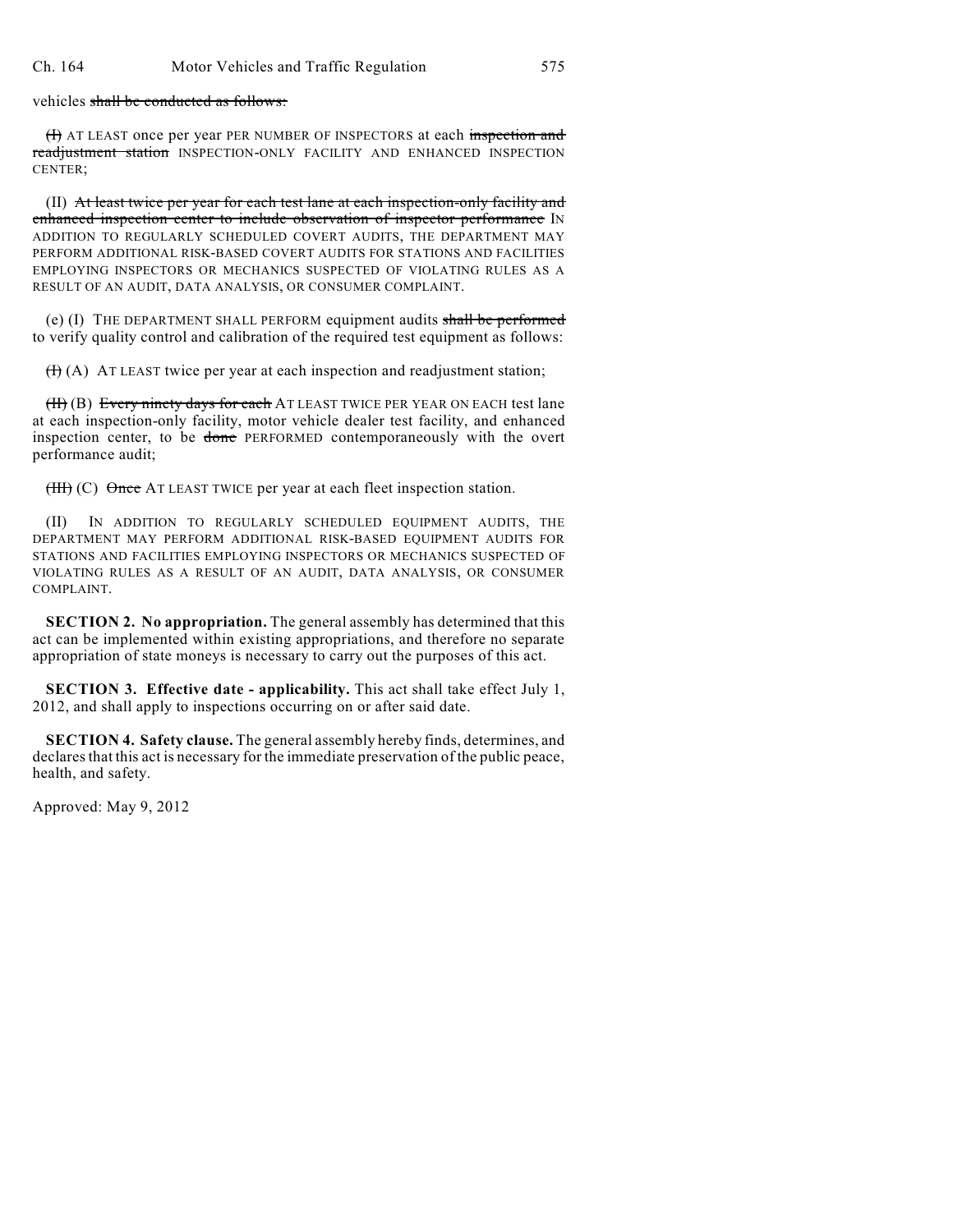vehicles ~~shall be conducted as follows:~~

~~(I)~~ AT LEAST once per year PER NUMBER OF INSPECTORS at each ~~inspection and readjustment station~~ INSPECTION-ONLY FACILITY AND ENHANCED INSPECTION CENTER;

(II) ~~At least twice per year for each test lane at each inspection-only facility and enhanced inspection center to include observation of inspector performance~~ IN ADDITION TO REGULARLY SCHEDULED COVERT AUDITS, THE DEPARTMENT MAY PERFORM ADDITIONAL RISK-BASED COVERT AUDITS FOR STATIONS AND FACILITIES EMPLOYING INSPECTORS OR MECHANICS SUSPECTED OF VIOLATING RULES AS A RESULT OF AN AUDIT, DATA ANALYSIS, OR CONSUMER COMPLAINT.

(e) (I) THE DEPARTMENT SHALL PERFORM equipment audits ~~shall be performed~~ to verify quality control and calibration of the required test equipment as follows:

~~(I)~~ (A) AT LEAST twice per year at each inspection and readjustment station;

~~(II)~~ (B) ~~Every ninety days for each~~ AT LEAST TWICE PER YEAR ON EACH test lane at each inspection-only facility, motor vehicle dealer test facility, and enhanced inspection center, to be ~~done~~ PERFORMED contemporaneously with the overt performance audit;

~~(III)~~ (C) ~~Once~~ AT LEAST TWICE per year at each fleet inspection station.

(II) IN ADDITION TO REGULARLY SCHEDULED EQUIPMENT AUDITS, THE DEPARTMENT MAY PERFORM ADDITIONAL RISK-BASED EQUIPMENT AUDITS FOR STATIONS AND FACILITIES EMPLOYING INSPECTORS OR MECHANICS SUSPECTED OF VIOLATING RULES AS A RESULT OF AN AUDIT, DATA ANALYSIS, OR CONSUMER COMPLAINT.

**SECTION 2. No appropriation.** The general assembly has determined that this act can be implemented within existing appropriations, and therefore no separate appropriation of state moneys is necessary to carry out the purposes of this act.

**SECTION 3. Effective date - applicability.** This act shall take effect July 1, 2012, and shall apply to inspections occurring on or after said date.

**SECTION 4. Safety clause.** The general assembly hereby finds, determines, and declares that this act is necessary for the immediate preservation of the public peace, health, and safety.

Approved: May 9, 2012